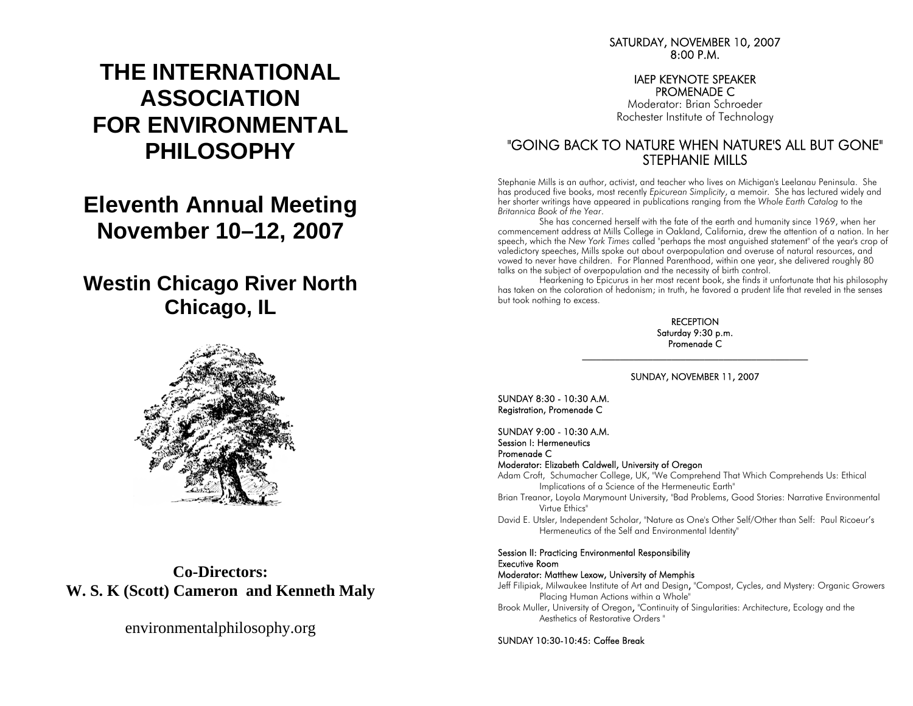# THE INTERNATIONAL ASSOCIATION FOR ENVIRONMENTAL PHILOSOPHY

## Eleventh Annual Meeting
## November 10–12, 2007

### Westin Chicago River North
### Chicago, IL

**Co-Directors:**
**W. S. K (Scott) Cameron and Kenneth Maly**

environmentalphilosophy.org

---

**SATURDAY, NOVEMBER 10, 2007**
**8:00 P.M.**

**IAEP KEYNOTE SPEAKER**
**PROMENADE C**
Moderator: Brian Schroeder
Rochester Institute of Technology

## "GOING BACK TO NATURE WHEN NATURE'S ALL BUT GONE"
## STEPHANIE MILLS

Stephanie Mills is an author, activist, and teacher who lives on Michigan's Leelanau Peninsula. She has produced five books, most recently *Epicurean Simplicity*, a memoir. She has lectured widely and her shorter writings have appeared in publications ranging from the *Whole Earth Catalog* to the *Britannica Book of the Year*.

She has concerned herself with the fate of the earth and humanity since 1969, when her commencement address at Mills College in Oakland, California, drew the attention of a nation. In her speech, which the *New York Times* called "perhaps the most anguished statement" of the year's crop of valedictory speeches, Mills spoke out about overpopulation and overuse of natural resources, and vowed to never have children. For Planned Parenthood, within one year, she delivered roughly 80 talks on the subject of overpopulation and the necessity of birth control.

Hearkening to Epicurus in her most recent book, she finds it unfortunate that his philosophy has taken on the coloration of hedonism; in truth, he favored a prudent life that reveled in the senses but took nothing to excess.

**RECEPTION**
**Saturday 9:30 p.m.**
**Promenade C**

---

**SUNDAY, NOVEMBER 11, 2007**

**SUNDAY 8:30 - 10:30 A.M.**
**Registration, Promenade C**

**SUNDAY 9:00 - 10:30 A.M.**
**Session I: Hermeneutics**
**Promenade C**
**Moderator: Elizabeth Caldwell, University of Oregon**

Adam Croft, Schumacher College, UK, "We Comprehend That Which Comprehends Us: Ethical Implications of a Science of the Hermeneutic Earth"

Brian Treanor, Loyola Marymount University, "Bad Problems, Good Stories: Narrative Environmental Virtue Ethics"

David E. Utsler, Independent Scholar, "Nature as One's Other Self/Other than Self: Paul Ricoeur's Hermeneutics of the Self and Environmental Identity"

**Session II: Practicing Environmental Responsibility**
**Executive Room**
**Moderator: Matthew Lexow, University of Memphis**

Jeff Filipiak, Milwaukee Institute of Art and Design, "Compost, Cycles, and Mystery: Organic Growers Placing Human Actions within a Whole"

Brook Muller, University of Oregon, "Continuity of Singularities: Architecture, Ecology and the Aesthetics of Restorative Orders "

**SUNDAY 10:30-10:45: Coffee Break**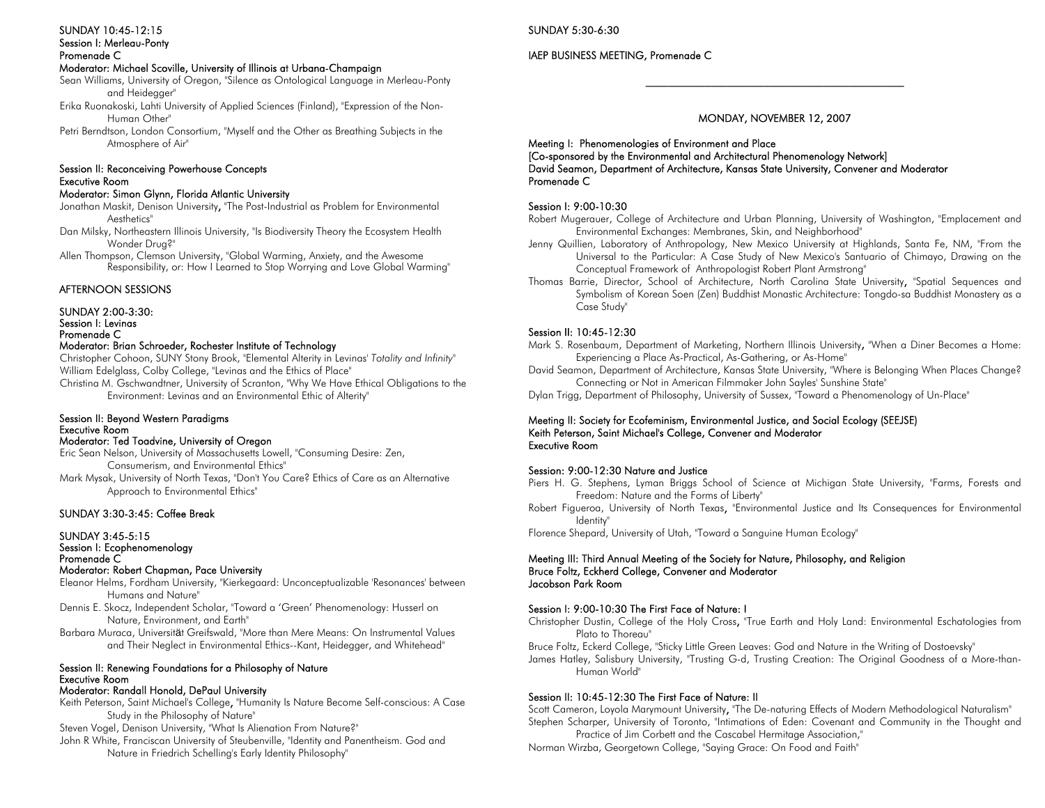SUNDAY 10:45-12:15

**Session I: Merleau-Ponty**
**Promenade C**
**Moderator: Michael Scoville, University of Illinois at Urbana-Champaign**

Sean Williams, University of Oregon, "Silence as Ontological Language in Merleau-Ponty and Heidegger"
Erika Ruonakoski, Lahti University of Applied Sciences (Finland), "Expression of the Non-Human Other"
Petri Berndtson, London Consortium, "Myself and the Other as Breathing Subjects in the Atmosphere of Air"

**Session II: Reconceiving Powerhouse Concepts**
**Executive Room**
**Moderator: Simon Glynn, Florida Atlantic University**

Jonathan Maskit, Denison University, "The Post-Industrial as Problem for Environmental Aesthetics"
Dan Milsky, Northeastern Illinois University, "Is Biodiversity Theory the Ecosystem Health Wonder Drug?"
Allen Thompson, Clemson University, "Global Warming, Anxiety, and the Awesome Responsibility, or: How I Learned to Stop Worrying and Love Global Warming"

AFTERNOON SESSIONS

SUNDAY 2:00-3:30:

**Session I: Levinas**
**Promenade C**
**Moderator: Brian Schroeder, Rochester Institute of Technology**

Christopher Cohoon, SUNY Stony Brook, "Elemental Alterity in Levinas' *Totality and Infinity*"
William Edelglass, Colby College, "Levinas and the Ethics of Place"
Christina M. Gschwandtner, University of Scranton, "Why We Have Ethical Obligations to the Environment: Levinas and an Environmental Ethic of Alterity"

**Session II: Beyond Western Paradigms**
**Executive Room**
**Moderator: Ted Toadvine, University of Oregon**

Eric Sean Nelson, University of Massachusetts Lowell, "Consuming Desire: Zen, Consumerism, and Environmental Ethics"
Mark Mysak, University of North Texas, "Don't You Care? Ethics of Care as an Alternative Approach to Environmental Ethics"

SUNDAY 3:30-3:45: Coffee Break

SUNDAY 3:45-5:15

**Session I: Ecophenomenology**
**Promenade C**
**Moderator: Robert Chapman, Pace University**

Eleanor Helms, Fordham University, "Kierkegaard: Unconceptualizable 'Resonances' between Humans and Nature"
Dennis E. Skocz, Independent Scholar, "Toward a 'Green' Phenomenology: Husserl on Nature, Environment, and Earth"
Barbara Muraca, Universität Greifswald, "More than Mere Means: On Instrumental Values and Their Neglect in Environmental Ethics--Kant, Heidegger, and Whitehead"

**Session II: Renewing Foundations for a Philosophy of Nature**
**Executive Room**
**Moderator: Randall Honold, DePaul University**

Keith Peterson, Saint Michael's College, "Humanity Is Nature Become Self-conscious: A Case Study in the Philosophy of Nature"
Steven Vogel, Denison University, "What Is Alienation From Nature?"
John R White, Franciscan University of Steubenville, "Identity and Panentheism. God and Nature in Friedrich Schelling's Early Identity Philosophy"

SUNDAY 5:30-6:30

IAEP BUSINESS MEETING, Promenade C

---

## MONDAY, NOVEMBER 12, 2007

**Meeting I: Phenomenologies of Environment and Place**
**[Co-sponsored by the Environmental and Architectural Phenomenology Network]**
**David Seamon, Department of Architecture, Kansas State University, Convener and Moderator**
**Promenade C**

**Session I: 9:00-10:30**

Robert Mugerauer, College of Architecture and Urban Planning, University of Washington, "Emplacement and Environmental Exchanges: Membranes, Skin, and Neighborhood"
Jenny Quillien, Laboratory of Anthropology, New Mexico University at Highlands, Santa Fe, NM, "From the Universal to the Particular: A Case Study of New Mexico's Santuario of Chimayo, Drawing on the Conceptual Framework of Anthropologist Robert Plant Armstrong"
Thomas Barrie, Director, School of Architecture, North Carolina State University, "Spatial Sequences and Symbolism of Korean Soen (Zen) Buddhist Monastic Architecture: Tongdo-sa Buddhist Monastery as a Case Study"

**Session II: 10:45-12:30**

Mark S. Rosenbaum, Department of Marketing, Northern Illinois University, "When a Diner Becomes a Home: Experiencing a Place As-Practical, As-Gathering, or As-Home"
David Seamon, Department of Architecture, Kansas State University, "Where is Belonging When Places Change? Connecting or Not in American Filmmaker John Sayles' Sunshine State"
Dylan Trigg, Department of Philosophy, University of Sussex, "Toward a Phenomenology of Un-Place"

**Meeting II: Society for Ecofeminism, Environmental Justice, and Social Ecology (SEEJSE)**
**Keith Peterson, Saint Michael's College, Convener and Moderator**
**Executive Room**

**Session: 9:00-12:30 Nature and Justice**

Piers H. G. Stephens, Lyman Briggs School of Science at Michigan State University, "Farms, Forests and Freedom: Nature and the Forms of Liberty"
Robert Figueroa, University of North Texas, "Environmental Justice and Its Consequences for Environmental Identity"
Florence Shepard, University of Utah, "Toward a Sanguine Human Ecology"

**Meeting III: Third Annual Meeting of the Society for Nature, Philosophy, and Religion**
**Bruce Foltz, Eckherd College, Convener and Moderator**
**Jacobson Park Room**

**Session I: 9:00-10:30 The First Face of Nature: I**

Christopher Dustin, College of the Holy Cross, "True Earth and Holy Land: Environmental Eschatologies from Plato to Thoreau"
Bruce Foltz, Eckerd College, "Sticky Little Green Leaves: God and Nature in the Writing of Dostoevsky"
James Hatley, Salisbury University, "Trusting G-d, Trusting Creation: The Original Goodness of a More-than-Human World"

**Session II: 10:45-12:30 The First Face of Nature: II**

Scott Cameron, Loyola Marymount University, "The De-naturing Effects of Modern Methodological Naturalism"
Stephen Scharper, University of Toronto, "Intimations of Eden: Covenant and Community in the Thought and Practice of Jim Corbett and the Cascabel Hermitage Association,"
Norman Wirzba, Georgetown College, "Saying Grace: On Food and Faith"